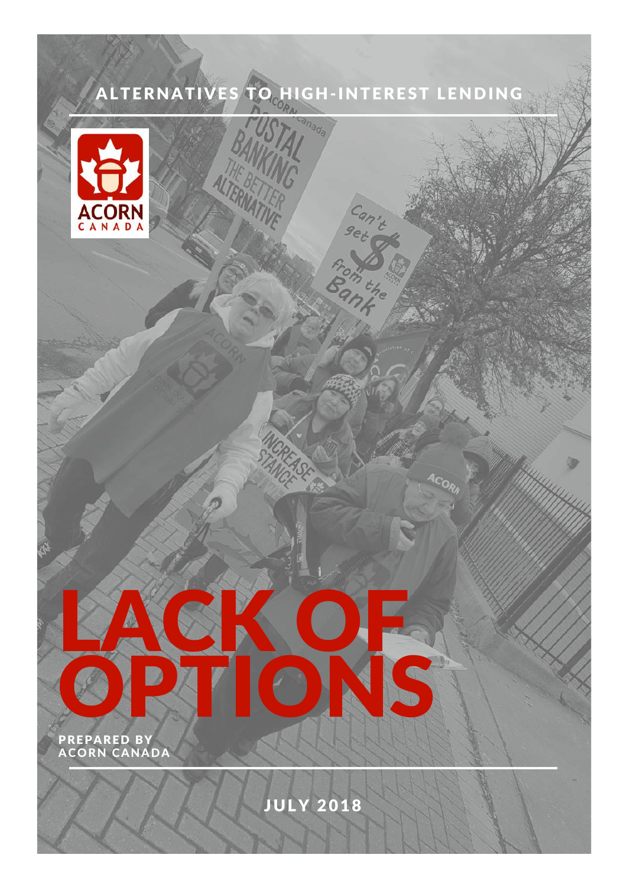ALTERNATIVES TO HIGH-INTEREST LENDING

# LACK OF OPTIONS

PREPARED BY ACORN CANADA

JULY 2018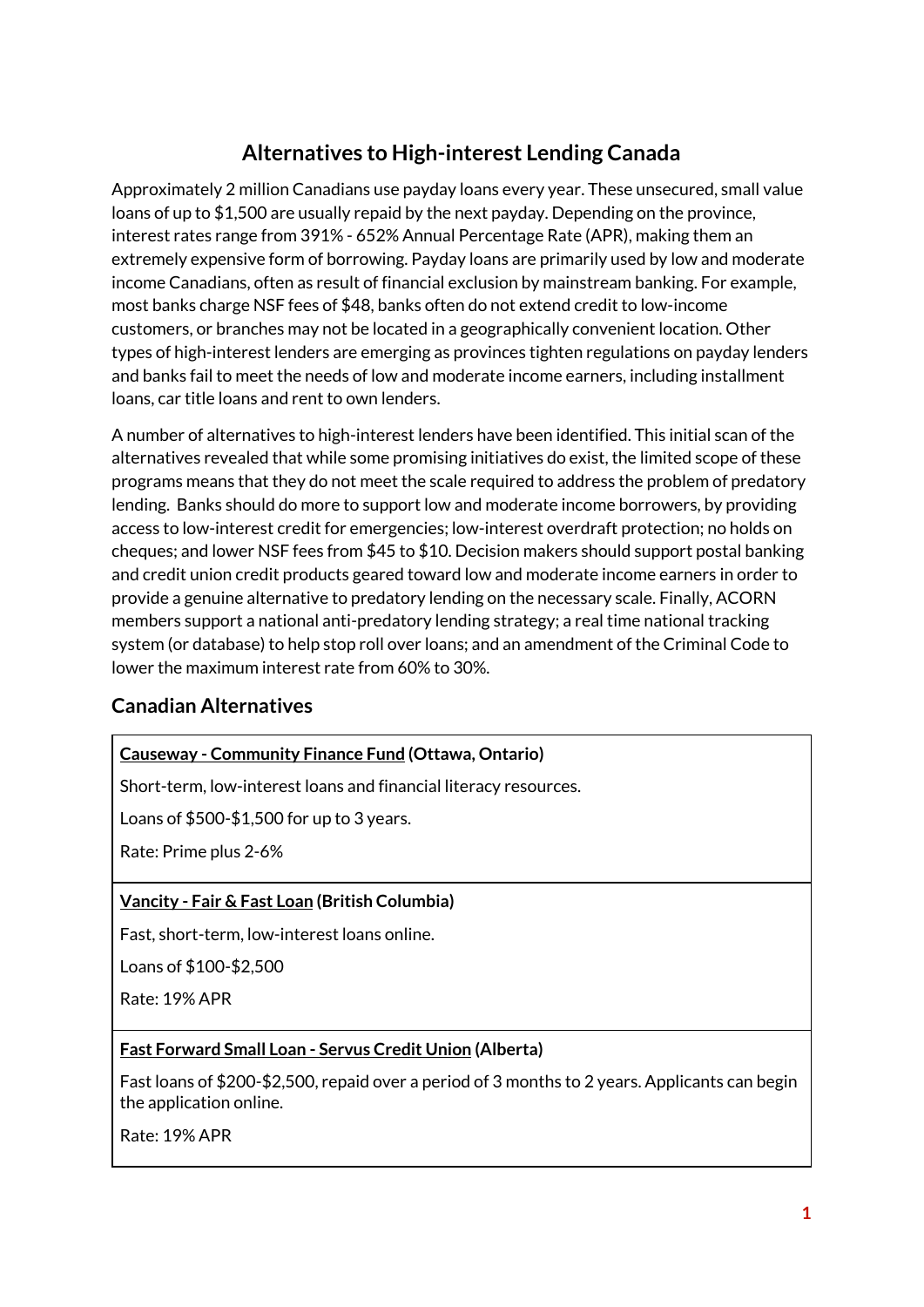# Alternatives to High-interest Lending Canada

Approximately 2 million Canadians use payday loans every year. These unsecured, small value loans of up to $1,500 are usually repaid by the next payday. Depending on the province, interest rates range from 391% - 652% Annual Percentage Rate (APR), making them an extremely expensive form of borrowing. Payday loans are primarily used by low and moderate income Canadians, often as result of financial exclusion by mainstream banking. For example, most banks charge NSF fees of $48, banks often do not extend credit to low-income customers, or branches may not be located in a geographically convenient location. Other types of high-interest lenders are emerging as provinces tighten regulations on payday lenders and banks fail to meet the needs of low and moderate income earners, including installment loans, car title loans and rent to own lenders.

A number of alternatives to high-interest lenders have been identified. This initial scan of the alternatives revealed that while some promising initiatives do exist, the limited scope of these programs means that they do not meet the scale required to address the problem of predatory lending. Banks should do more to support low and moderate income borrowers, by providing access to low-interest credit for emergencies; low-interest overdraft protection; no holds on cheques; and lower NSF fees from $45 to $10. Decision makers should support postal banking and credit union credit products geared toward low and moderate income earners in order to provide a genuine alternative to predatory lending on the necessary scale. Finally, ACORN members support a national anti-predatory lending strategy; a real time national tracking system (or database) to help stop roll over loans; and an amendment of the Criminal Code to lower the maximum interest rate from 60% to 30%.

## Canadian Alternatives

**Causeway - Community Finance Fund (Ottawa, Ontario)**

Short-term, low-interest loans and financial literacy resources.

Loans of $500-$1,500 for up to 3 years.

Rate: Prime plus 2-6%

**Vancity - Fair & Fast Loan (British Columbia)**

Fast, short-term, low-interest loans online.

Loans of $100-$2,500

Rate: 19% APR

**Fast Forward Small Loan - Servus Credit Union (Alberta)**

Fast loans of $200-$2,500, repaid over a period of 3 months to 2 years. Applicants can begin the application online.

Rate: 19% APR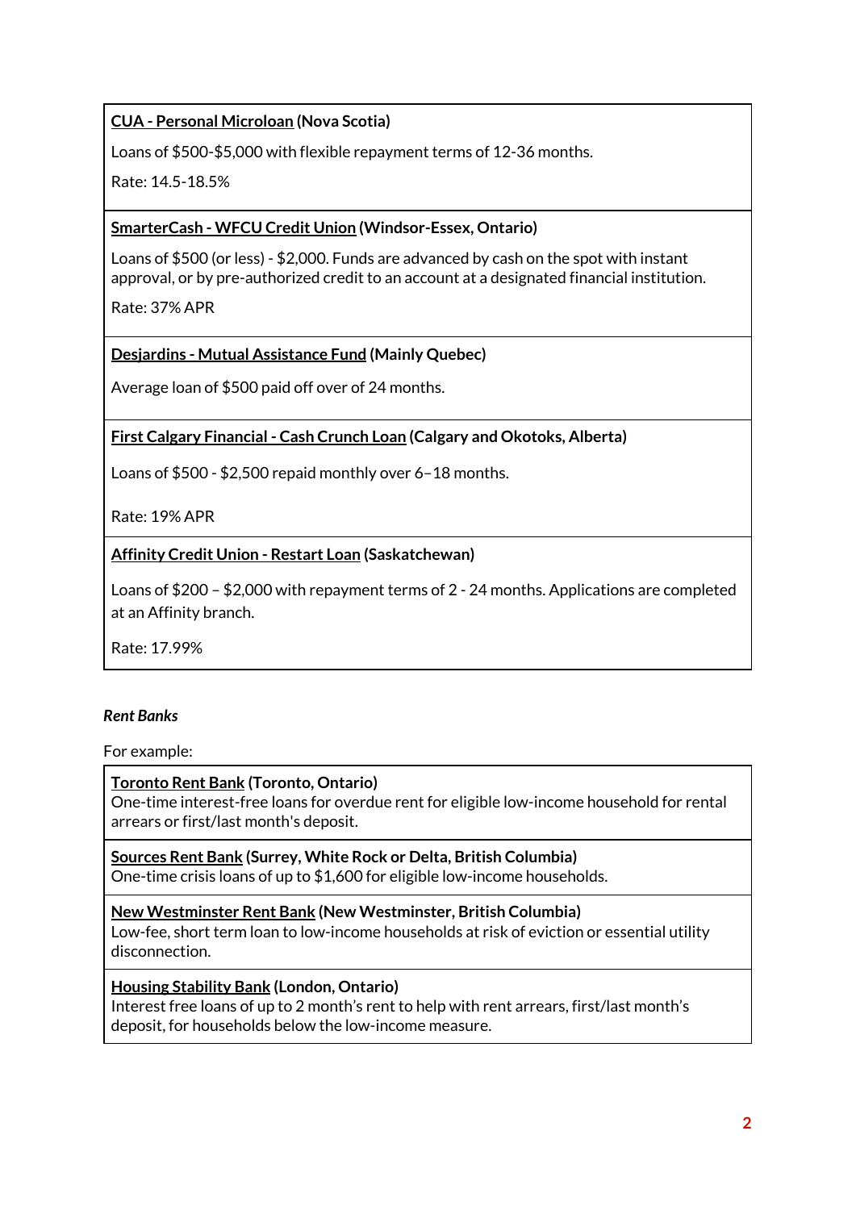**CUA - Personal Microloan (Nova Scotia)**

Loans of $500-$5,000 with flexible repayment terms of 12-36 months.

Rate: 14.5-18.5%

**SmarterCash - WFCU Credit Union (Windsor-Essex, Ontario)**

Loans of $500 (or less) - $2,000. Funds are advanced by cash on the spot with instant approval, or by pre-authorized credit to an account at a designated financial institution.

Rate: 37% APR

**Desjardins - Mutual Assistance Fund (Mainly Quebec)**

Average loan of $500 paid off over of 24 months.

**First Calgary Financial - Cash Crunch Loan (Calgary and Okotoks, Alberta)**

Loans of $500 - $2,500 repaid monthly over 6–18 months.

Rate: 19% APR

**Affinity Credit Union - Restart Loan (Saskatchewan)**

Loans of $200 – $2,000 with repayment terms of 2 - 24 months. Applications are completed at an Affinity branch.

Rate: 17.99%

***Rent Banks***

For example:

**Toronto Rent Bank (Toronto, Ontario)**
One-time interest-free loans for overdue rent for eligible low-income household for rental arrears or first/last month's deposit.

**Sources Rent Bank (Surrey, White Rock or Delta, British Columbia)**
One-time crisis loans of up to $1,600 for eligible low-income households.

**New Westminster Rent Bank (New Westminster, British Columbia)**
Low-fee, short term loan to low-income households at risk of eviction or essential utility disconnection.

**Housing Stability Bank (London, Ontario)**
Interest free loans of up to 2 month's rent to help with rent arrears, first/last month's deposit, for households below the low-income measure.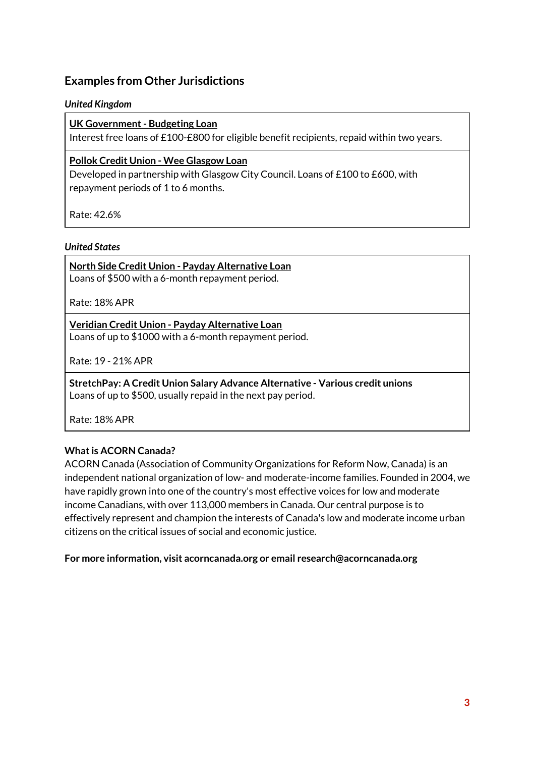## Examples from Other Jurisdictions

### *United Kingdom*

**UK Government - Budgeting Loan**
Interest free loans of £100-£800 for eligible benefit recipients, repaid within two years.

**Pollok Credit Union - Wee Glasgow Loan**
Developed in partnership with Glasgow City Council. Loans of £100 to £600, with repayment periods of 1 to 6 months.

Rate: 42.6%

### *United States*

**North Side Credit Union - Payday Alternative Loan**
Loans of $500 with a 6-month repayment period.

Rate: 18% APR

**Veridian Credit Union - Payday Alternative Loan**
Loans of up to $1000 with a 6-month repayment period.

Rate: 19 - 21% APR

**StretchPay: A Credit Union Salary Advance Alternative - Various credit unions**
Loans of up to $500, usually repaid in the next pay period.

Rate: 18% APR

**What is ACORN Canada?**
ACORN Canada (Association of Community Organizations for Reform Now, Canada) is an independent national organization of low- and moderate-income families. Founded in 2004, we have rapidly grown into one of the country's most effective voices for low and moderate income Canadians, with over 113,000 members in Canada. Our central purpose is to effectively represent and champion the interests of Canada's low and moderate income urban citizens on the critical issues of social and economic justice.

**For more information, visit acorncanada.org or email research@acorncanada.org**